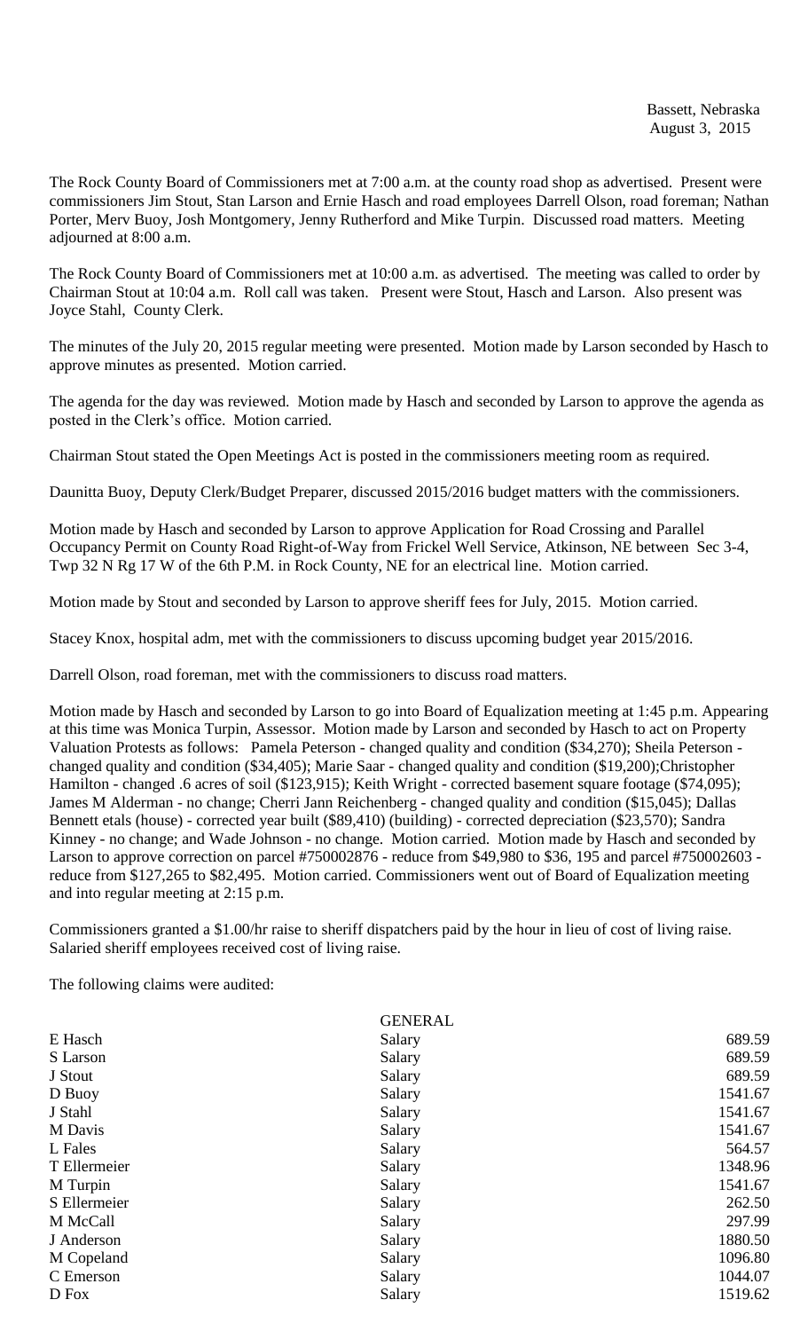Bassett, Nebraska
August 3, 2015

The Rock County Board of Commissioners met at 7:00 a.m. at the county road shop as advertised. Present were commissioners Jim Stout, Stan Larson and Ernie Hasch and road employees Darrell Olson, road foreman; Nathan Porter, Merv Buoy, Josh Montgomery, Jenny Rutherford and Mike Turpin. Discussed road matters. Meeting adjourned at 8:00 a.m.

The Rock County Board of Commissioners met at 10:00 a.m. as advertised. The meeting was called to order by Chairman Stout at 10:04 a.m. Roll call was taken. Present were Stout, Hasch and Larson. Also present was Joyce Stahl, County Clerk.

The minutes of the July 20, 2015 regular meeting were presented. Motion made by Larson seconded by Hasch to approve minutes as presented. Motion carried.

The agenda for the day was reviewed. Motion made by Hasch and seconded by Larson to approve the agenda as posted in the Clerk's office. Motion carried.

Chairman Stout stated the Open Meetings Act is posted in the commissioners meeting room as required.

Daunitta Buoy, Deputy Clerk/Budget Preparer, discussed 2015/2016 budget matters with the commissioners.

Motion made by Hasch and seconded by Larson to approve Application for Road Crossing and Parallel Occupancy Permit on County Road Right-of-Way from Frickel Well Service, Atkinson, NE between Sec 3-4, Twp 32 N Rg 17 W of the 6th P.M. in Rock County, NE for an electrical line. Motion carried.

Motion made by Stout and seconded by Larson to approve sheriff fees for July, 2015. Motion carried.

Stacey Knox, hospital adm, met with the commissioners to discuss upcoming budget year 2015/2016.

Darrell Olson, road foreman, met with the commissioners to discuss road matters.

Motion made by Hasch and seconded by Larson to go into Board of Equalization meeting at 1:45 p.m. Appearing at this time was Monica Turpin, Assessor. Motion made by Larson and seconded by Hasch to act on Property Valuation Protests as follows: Pamela Peterson - changed quality and condition ($34,270); Sheila Peterson - changed quality and condition ($34,405); Marie Saar - changed quality and condition ($19,200);Christopher Hamilton - changed .6 acres of soil ($123,915); Keith Wright - corrected basement square footage ($74,095); James M Alderman - no change; Cherri Jann Reichenberg - changed quality and condition ($15,045); Dallas Bennett etals (house) - corrected year built ($89,410) (building) - corrected depreciation ($23,570); Sandra Kinney - no change; and Wade Johnson - no change. Motion carried. Motion made by Hasch and seconded by Larson to approve correction on parcel #750002876 - reduce from $49,980 to $36, 195 and parcel #750002603 - reduce from $127,265 to $82,495. Motion carried. Commissioners went out of Board of Equalization meeting and into regular meeting at 2:15 p.m.

Commissioners granted a $1.00/hr raise to sheriff dispatchers paid by the hour in lieu of cost of living raise. Salaried sheriff employees received cost of living raise.

The following claims were audited:

| | GENERAL | |
|---|---|---|
| E Hasch | Salary | 689.59 |
| S Larson | Salary | 689.59 |
| J Stout | Salary | 689.59 |
| D Buoy | Salary | 1541.67 |
| J Stahl | Salary | 1541.67 |
| M Davis | Salary | 1541.67 |
| L Fales | Salary | 564.57 |
| T Ellermeier | Salary | 1348.96 |
| M Turpin | Salary | 1541.67 |
| S Ellermeier | Salary | 262.50 |
| M McCall | Salary | 297.99 |
| J Anderson | Salary | 1880.50 |
| M Copeland | Salary | 1096.80 |
| C Emerson | Salary | 1044.07 |
| D Fox | Salary | 1519.62 |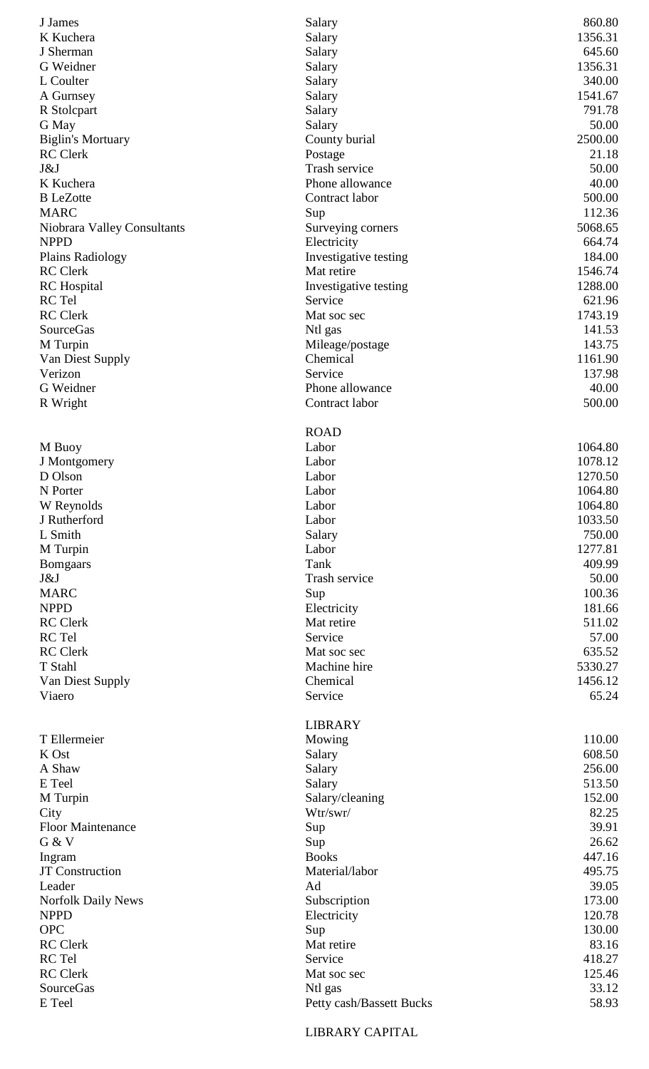| | | |
|---|---|---|
| J James | Salary | 860.80 |
| K Kuchera | Salary | 1356.31 |
| J Sherman | Salary | 645.60 |
| G Weidner | Salary | 1356.31 |
| L Coulter | Salary | 340.00 |
| A Gurnsey | Salary | 1541.67 |
| R Stolcpart | Salary | 791.78 |
| G May | Salary | 50.00 |
| Biglin's Mortuary | County burial | 2500.00 |
| RC Clerk | Postage | 21.18 |
| J&J | Trash service | 50.00 |
| K Kuchera | Phone allowance | 40.00 |
| B LeZotte | Contract labor | 500.00 |
| MARC | Sup | 112.36 |
| Niobrara Valley Consultants | Surveying corners | 5068.65 |
| NPPD | Electricity | 664.74 |
| Plains Radiology | Investigative testing | 184.00 |
| RC Clerk | Mat retire | 1546.74 |
| RC Hospital | Investigative testing | 1288.00 |
| RC Tel | Service | 621.96 |
| RC Clerk | Mat soc sec | 1743.19 |
| SourceGas | Ntl gas | 141.53 |
| M Turpin | Mileage/postage | 143.75 |
| Van Diest Supply | Chemical | 1161.90 |
| Verizon | Service | 137.98 |
| G Weidner | Phone allowance | 40.00 |
| R Wright | Contract labor | 500.00 |

ROAD

| | | |
|---|---|---|
| M Buoy | Labor | 1064.80 |
| J Montgomery | Labor | 1078.12 |
| D Olson | Labor | 1270.50 |
| N Porter | Labor | 1064.80 |
| W Reynolds | Labor | 1064.80 |
| J Rutherford | Labor | 1033.50 |
| L Smith | Salary | 750.00 |
| M Turpin | Labor | 1277.81 |
| Bomgaars | Tank | 409.99 |
| J&J | Trash service | 50.00 |
| MARC | Sup | 100.36 |
| NPPD | Electricity | 181.66 |
| RC Clerk | Mat retire | 511.02 |
| RC Tel | Service | 57.00 |
| RC Clerk | Mat soc sec | 635.52 |
| T Stahl | Machine hire | 5330.27 |
| Van Diest Supply | Chemical | 1456.12 |
| Viaero | Service | 65.24 |

LIBRARY

| | | |
|---|---|---|
| T Ellermeier | Mowing | 110.00 |
| K Ost | Salary | 608.50 |
| A Shaw | Salary | 256.00 |
| E Teel | Salary | 513.50 |
| M Turpin | Salary/cleaning | 152.00 |
| City | Wtr/swr/ | 82.25 |
| Floor Maintenance | Sup | 39.91 |
| G & V | Sup | 26.62 |
| Ingram | Books | 447.16 |
| JT Construction | Material/labor | 495.75 |
| Leader | Ad | 39.05 |
| Norfolk Daily News | Subscription | 173.00 |
| NPPD | Electricity | 120.78 |
| OPC | Sup | 130.00 |
| RC Clerk | Mat retire | 83.16 |
| RC Tel | Service | 418.27 |
| RC Clerk | Mat soc sec | 125.46 |
| SourceGas | Ntl gas | 33.12 |
| E Teel | Petty cash/Bassett Bucks | 58.93 |

LIBRARY CAPITAL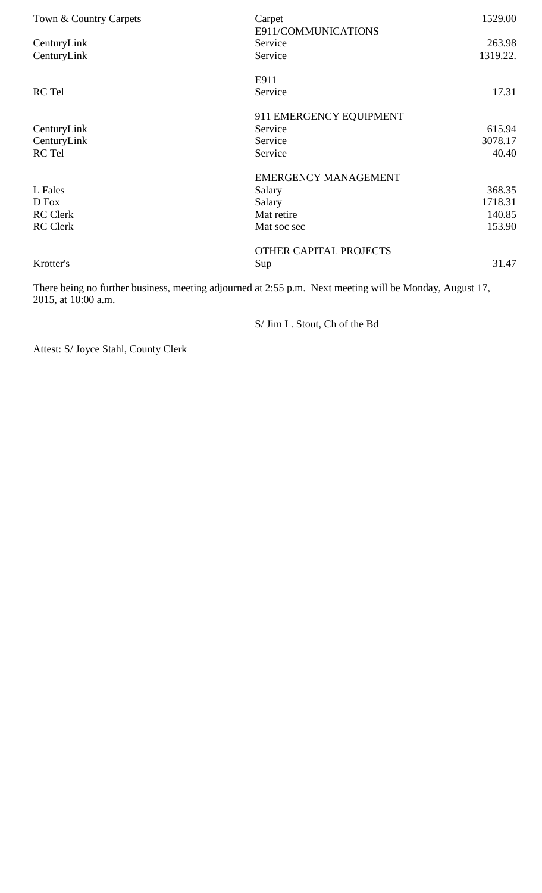| | | |
|---|---|---|
| Town & Country Carpets | Carpet | 1529.00 |
| | E911/COMMUNICATIONS | |
| CenturyLink | Service | 263.98 |
| CenturyLink | Service | 1319.22. |
| | E911 | |
| RC Tel | Service | 17.31 |
| | 911 EMERGENCY EQUIPMENT | |
| CenturyLink | Service | 615.94 |
| CenturyLink | Service | 3078.17 |
| RC Tel | Service | 40.40 |
| | EMERGENCY MANAGEMENT | |
| L Fales | Salary | 368.35 |
| D Fox | Salary | 1718.31 |
| RC Clerk | Mat retire | 140.85 |
| RC Clerk | Mat soc sec | 153.90 |
| | OTHER CAPITAL PROJECTS | |
| Krotter's | Sup | 31.47 |

There being no further business, meeting adjourned at 2:55 p.m. Next meeting will be Monday, August 17, 2015, at 10:00 a.m.

S/ Jim L. Stout, Ch of the Bd

Attest: S/ Joyce Stahl, County Clerk